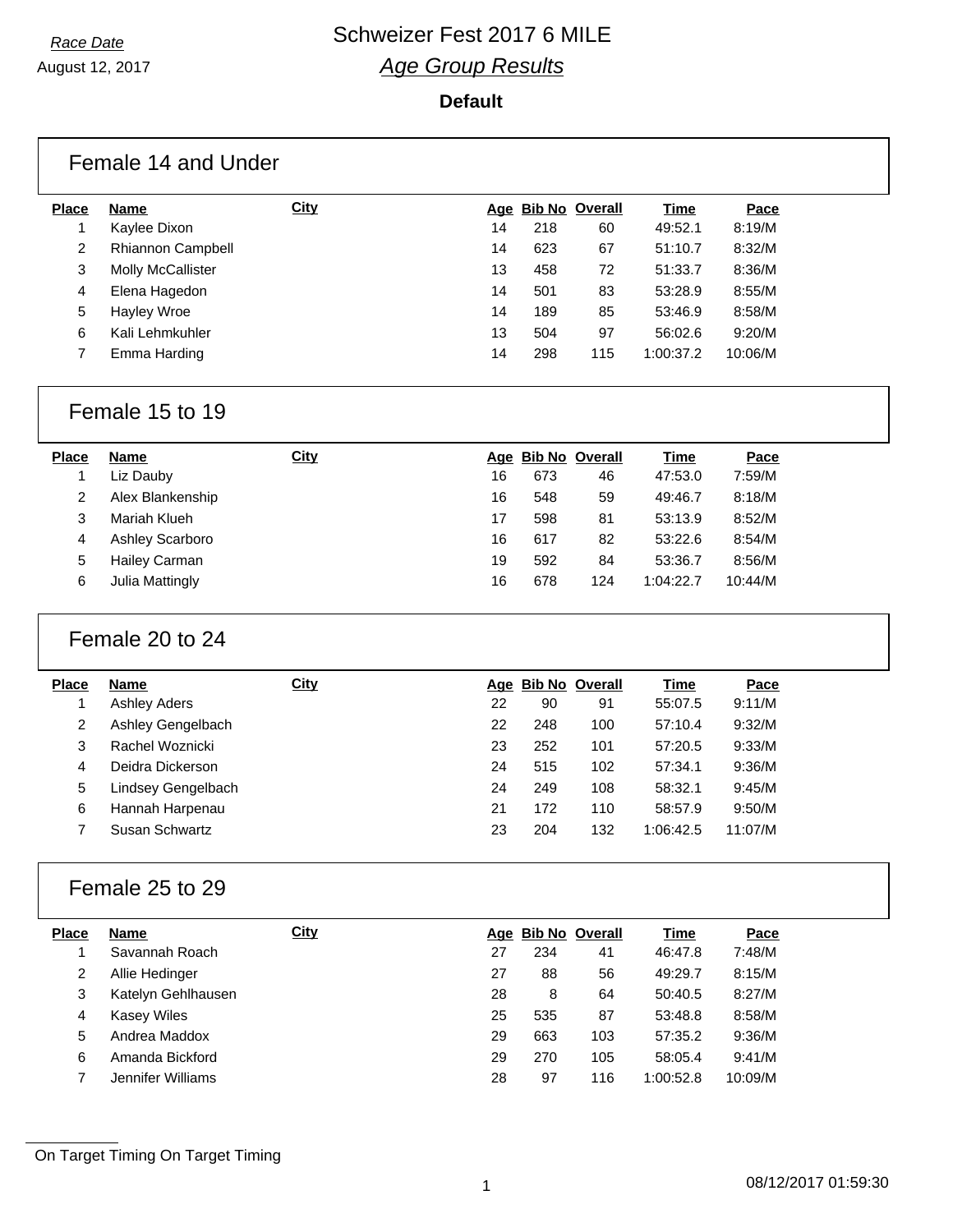*Race Date*

August 12, 2017

# Schweizer Fest 2017 6 MILE

## *Age Group Results*

**Default**

### Female 14 and Under

| Place | Name | City | Age | Bib No | Overall | Time | Pace |
|---|---|---|---|---|---|---|---|
| 1 | Kaylee Dixon | | 14 | 218 | 60 | 49:52.1 | 8:19/M |
| 2 | Rhiannon Campbell | | 14 | 623 | 67 | 51:10.7 | 8:32/M |
| 3 | Molly McCallister | | 13 | 458 | 72 | 51:33.7 | 8:36/M |
| 4 | Elena Hagedon | | 14 | 501 | 83 | 53:28.9 | 8:55/M |
| 5 | Hayley Wroe | | 14 | 189 | 85 | 53:46.9 | 8:58/M |
| 6 | Kali Lehmkuhler | | 13 | 504 | 97 | 56:02.6 | 9:20/M |
| 7 | Emma Harding | | 14 | 298 | 115 | 1:00:37.2 | 10:06/M |

### Female 15 to 19

| Place | Name | City | Age | Bib No | Overall | Time | Pace |
|---|---|---|---|---|---|---|---|
| 1 | Liz Dauby | | 16 | 673 | 46 | 47:53.0 | 7:59/M |
| 2 | Alex Blankenship | | 16 | 548 | 59 | 49:46.7 | 8:18/M |
| 3 | Mariah Klueh | | 17 | 598 | 81 | 53:13.9 | 8:52/M |
| 4 | Ashley Scarboro | | 16 | 617 | 82 | 53:22.6 | 8:54/M |
| 5 | Hailey Carman | | 19 | 592 | 84 | 53:36.7 | 8:56/M |
| 6 | Julia Mattingly | | 16 | 678 | 124 | 1:04:22.7 | 10:44/M |

### Female 20 to 24

| Place | Name | City | Age | Bib No | Overall | Time | Pace |
|---|---|---|---|---|---|---|---|
| 1 | Ashley Aders | | 22 | 90 | 91 | 55:07.5 | 9:11/M |
| 2 | Ashley Gengelbach | | 22 | 248 | 100 | 57:10.4 | 9:32/M |
| 3 | Rachel Woznicki | | 23 | 252 | 101 | 57:20.5 | 9:33/M |
| 4 | Deidra Dickerson | | 24 | 515 | 102 | 57:34.1 | 9:36/M |
| 5 | Lindsey Gengelbach | | 24 | 249 | 108 | 58:32.1 | 9:45/M |
| 6 | Hannah Harpenau | | 21 | 172 | 110 | 58:57.9 | 9:50/M |
| 7 | Susan Schwartz | | 23 | 204 | 132 | 1:06:42.5 | 11:07/M |

### Female 25 to 29

| Place | Name | City | Age | Bib No | Overall | Time | Pace |
|---|---|---|---|---|---|---|---|
| 1 | Savannah Roach | | 27 | 234 | 41 | 46:47.8 | 7:48/M |
| 2 | Allie Hedinger | | 27 | 88 | 56 | 49:29.7 | 8:15/M |
| 3 | Katelyn Gehlhausen | | 28 | 8 | 64 | 50:40.5 | 8:27/M |
| 4 | Kasey Wiles | | 25 | 535 | 87 | 53:48.8 | 8:58/M |
| 5 | Andrea Maddox | | 29 | 663 | 103 | 57:35.2 | 9:36/M |
| 6 | Amanda Bickford | | 29 | 270 | 105 | 58:05.4 | 9:41/M |
| 7 | Jennifer Williams | | 28 | 97 | 116 | 1:00:52.8 | 10:09/M |

On Target Timing On Target Timing

08/12/2017 01:59:30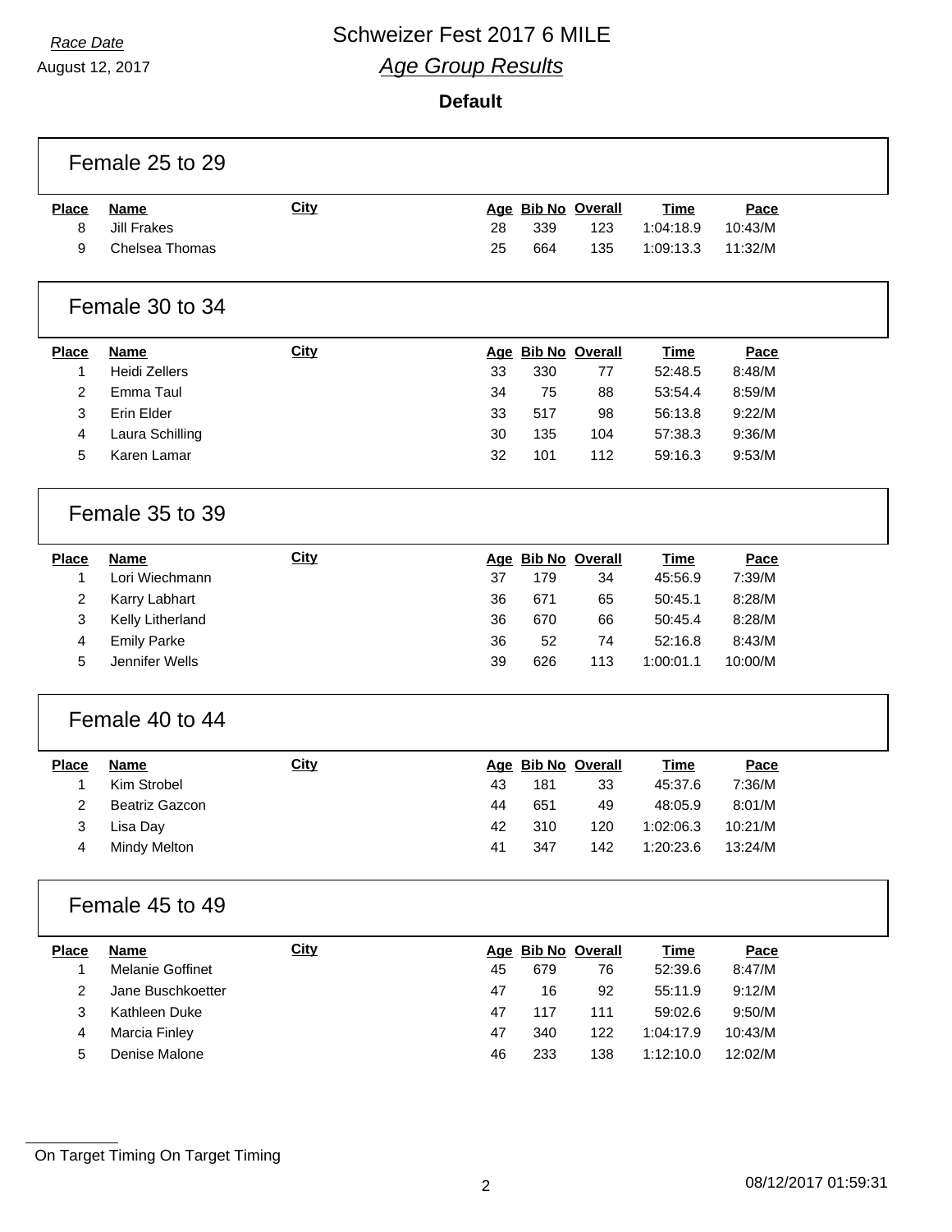# Schweizer Fest 2017 6 MILE

## *Age Group Results*

*Race Date*
August 12, 2017

**Default**

### Female 25 to 29

| Place | Name | City | Age | Bib No | Overall | Time | Pace |
|---|---|---|---|---|---|---|---|
| 8 | Jill Frakes | | 28 | 339 | 123 | 1:04:18.9 | 10:43/M |
| 9 | Chelsea Thomas | | 25 | 664 | 135 | 1:09:13.3 | 11:32/M |

### Female 30 to 34

| Place | Name | City | Age | Bib No | Overall | Time | Pace |
|---|---|---|---|---|---|---|---|
| 1 | Heidi Zellers | | 33 | 330 | 77 | 52:48.5 | 8:48/M |
| 2 | Emma Taul | | 34 | 75 | 88 | 53:54.4 | 8:59/M |
| 3 | Erin Elder | | 33 | 517 | 98 | 56:13.8 | 9:22/M |
| 4 | Laura Schilling | | 30 | 135 | 104 | 57:38.3 | 9:36/M |
| 5 | Karen Lamar | | 32 | 101 | 112 | 59:16.3 | 9:53/M |

### Female 35 to 39

| Place | Name | City | Age | Bib No | Overall | Time | Pace |
|---|---|---|---|---|---|---|---|
| 1 | Lori Wiechmann | | 37 | 179 | 34 | 45:56.9 | 7:39/M |
| 2 | Karry Labhart | | 36 | 671 | 65 | 50:45.1 | 8:28/M |
| 3 | Kelly Litherland | | 36 | 670 | 66 | 50:45.4 | 8:28/M |
| 4 | Emily Parke | | 36 | 52 | 74 | 52:16.8 | 8:43/M |
| 5 | Jennifer Wells | | 39 | 626 | 113 | 1:00:01.1 | 10:00/M |

### Female 40 to 44

| Place | Name | City | Age | Bib No | Overall | Time | Pace |
|---|---|---|---|---|---|---|---|
| 1 | Kim Strobel | | 43 | 181 | 33 | 45:37.6 | 7:36/M |
| 2 | Beatriz Gazcon | | 44 | 651 | 49 | 48:05.9 | 8:01/M |
| 3 | Lisa Day | | 42 | 310 | 120 | 1:02:06.3 | 10:21/M |
| 4 | Mindy Melton | | 41 | 347 | 142 | 1:20:23.6 | 13:24/M |

### Female 45 to 49

| Place | Name | City | Age | Bib No | Overall | Time | Pace |
|---|---|---|---|---|---|---|---|
| 1 | Melanie Goffinet | | 45 | 679 | 76 | 52:39.6 | 8:47/M |
| 2 | Jane Buschkoetter | | 47 | 16 | 92 | 55:11.9 | 9:12/M |
| 3 | Kathleen Duke | | 47 | 117 | 111 | 59:02.6 | 9:50/M |
| 4 | Marcia Finley | | 47 | 340 | 122 | 1:04:17.9 | 10:43/M |
| 5 | Denise Malone | | 46 | 233 | 138 | 1:12:10.0 | 12:02/M |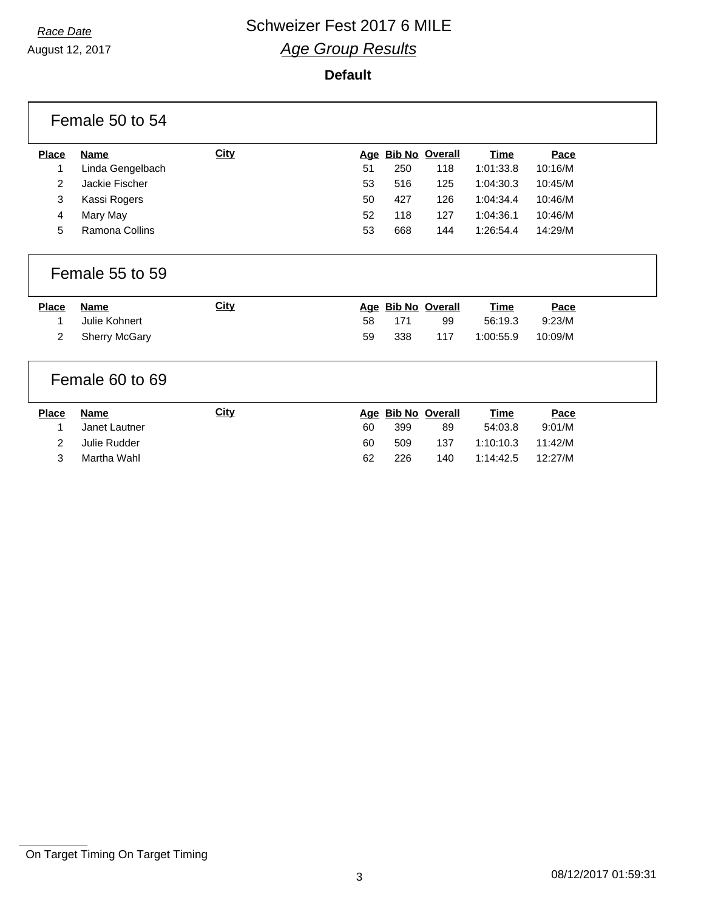Race Date

August 12, 2017

# Schweizer Fest 2017 6 MILE

## *Age Group Results*

**Default**

### Female 50 to 54

| Place | Name | City | Age | Bib No | Overall | Time | Pace |
|---|---|---|---|---|---|---|---|
| 1 | Linda Gengelbach | | 51 | 250 | 118 | 1:01:33.8 | 10:16/M |
| 2 | Jackie Fischer | | 53 | 516 | 125 | 1:04:30.3 | 10:45/M |
| 3 | Kassi Rogers | | 50 | 427 | 126 | 1:04:34.4 | 10:46/M |
| 4 | Mary May | | 52 | 118 | 127 | 1:04:36.1 | 10:46/M |
| 5 | Ramona Collins | | 53 | 668 | 144 | 1:26:54.4 | 14:29/M |

### Female 55 to 59

| Place | Name | City | Age | Bib No | Overall | Time | Pace |
|---|---|---|---|---|---|---|---|
| 1 | Julie Kohnert | | 58 | 171 | 99 | 56:19.3 | 9:23/M |
| 2 | Sherry McGary | | 59 | 338 | 117 | 1:00:55.9 | 10:09/M |

### Female 60 to 69

| Place | Name | City | Age | Bib No | Overall | Time | Pace |
|---|---|---|---|---|---|---|---|
| 1 | Janet Lautner | | 60 | 399 | 89 | 54:03.8 | 9:01/M |
| 2 | Julie Rudder | | 60 | 509 | 137 | 1:10:10.3 | 11:42/M |
| 3 | Martha Wahl | | 62 | 226 | 140 | 1:14:42.5 | 12:27/M |

On Target Timing On Target Timing

08/12/2017 01:59:31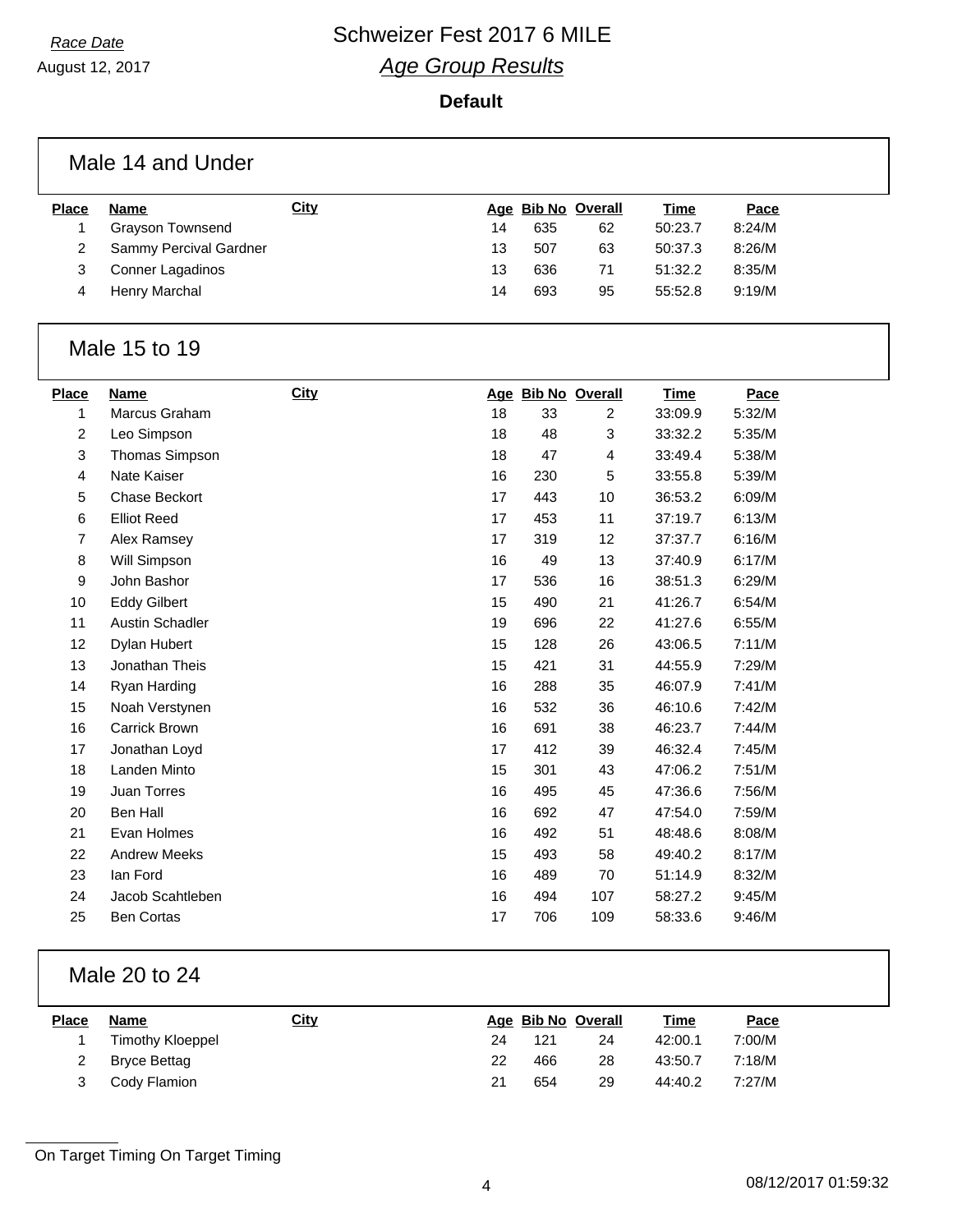*Race Date*

August 12, 2017

# Schweizer Fest 2017 6 MILE

## *Age Group Results*

**Default**

### Male 14 and Under

| Place | Name | City | Age | Bib No | Overall | Time | Pace |
|---|---|---|---|---|---|---|---|
| 1 | Grayson Townsend | | 14 | 635 | 62 | 50:23.7 | 8:24/M |
| 2 | Sammy Percival Gardner | | 13 | 507 | 63 | 50:37.3 | 8:26/M |
| 3 | Conner Lagadinos | | 13 | 636 | 71 | 51:32.2 | 8:35/M |
| 4 | Henry Marchal | | 14 | 693 | 95 | 55:52.8 | 9:19/M |

### Male 15 to 19

| Place | Name | City | Age | Bib No | Overall | Time | Pace |
|---|---|---|---|---|---|---|---|
| 1 | Marcus Graham | | 18 | 33 | 2 | 33:09.9 | 5:32/M |
| 2 | Leo Simpson | | 18 | 48 | 3 | 33:32.2 | 5:35/M |
| 3 | Thomas Simpson | | 18 | 47 | 4 | 33:49.4 | 5:38/M |
| 4 | Nate Kaiser | | 16 | 230 | 5 | 33:55.8 | 5:39/M |
| 5 | Chase Beckort | | 17 | 443 | 10 | 36:53.2 | 6:09/M |
| 6 | Elliot Reed | | 17 | 453 | 11 | 37:19.7 | 6:13/M |
| 7 | Alex Ramsey | | 17 | 319 | 12 | 37:37.7 | 6:16/M |
| 8 | Will Simpson | | 16 | 49 | 13 | 37:40.9 | 6:17/M |
| 9 | John Bashor | | 17 | 536 | 16 | 38:51.3 | 6:29/M |
| 10 | Eddy Gilbert | | 15 | 490 | 21 | 41:26.7 | 6:54/M |
| 11 | Austin Schadler | | 19 | 696 | 22 | 41:27.6 | 6:55/M |
| 12 | Dylan Hubert | | 15 | 128 | 26 | 43:06.5 | 7:11/M |
| 13 | Jonathan Theis | | 15 | 421 | 31 | 44:55.9 | 7:29/M |
| 14 | Ryan Harding | | 16 | 288 | 35 | 46:07.9 | 7:41/M |
| 15 | Noah Verstynen | | 16 | 532 | 36 | 46:10.6 | 7:42/M |
| 16 | Carrick Brown | | 16 | 691 | 38 | 46:23.7 | 7:44/M |
| 17 | Jonathan Loyd | | 17 | 412 | 39 | 46:32.4 | 7:45/M |
| 18 | Landen Minto | | 15 | 301 | 43 | 47:06.2 | 7:51/M |
| 19 | Juan Torres | | 16 | 495 | 45 | 47:36.6 | 7:56/M |
| 20 | Ben Hall | | 16 | 692 | 47 | 47:54.0 | 7:59/M |
| 21 | Evan Holmes | | 16 | 492 | 51 | 48:48.6 | 8:08/M |
| 22 | Andrew Meeks | | 15 | 493 | 58 | 49:40.2 | 8:17/M |
| 23 | Ian Ford | | 16 | 489 | 70 | 51:14.9 | 8:32/M |
| 24 | Jacob Scahtleben | | 16 | 494 | 107 | 58:27.2 | 9:45/M |
| 25 | Ben Cortas | | 17 | 706 | 109 | 58:33.6 | 9:46/M |

### Male 20 to 24

| Place | Name | City | Age | Bib No | Overall | Time | Pace |
|---|---|---|---|---|---|---|---|
| 1 | Timothy Kloeppel | | 24 | 121 | 24 | 42:00.1 | 7:00/M |
| 2 | Bryce Bettag | | 22 | 466 | 28 | 43:50.7 | 7:18/M |
| 3 | Cody Flamion | | 21 | 654 | 29 | 44:40.2 | 7:27/M |

On Target Timing On Target Timing

08/12/2017 01:59:32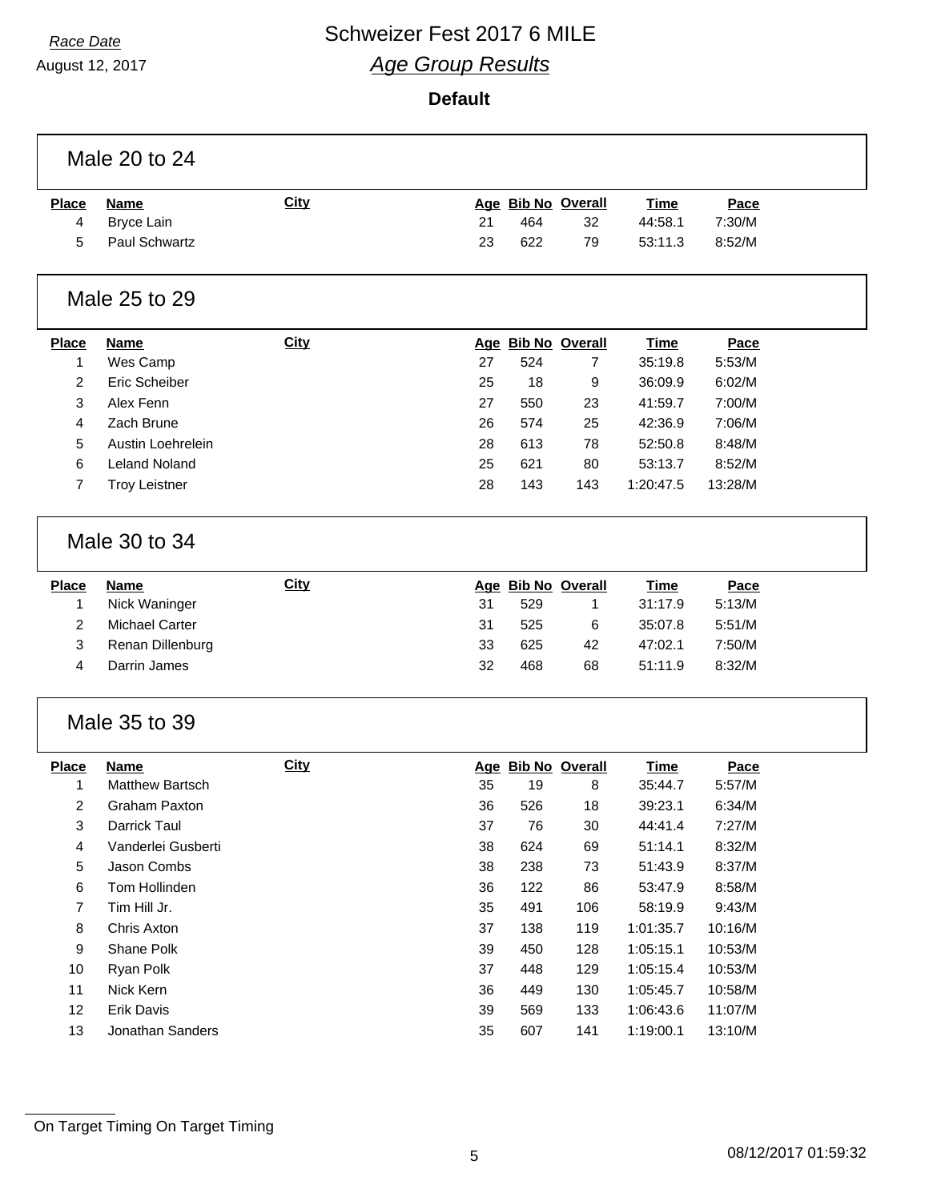*Race Date*

August 12, 2017

# Schweizer Fest 2017 6 MILE

## *Age Group Results*

**Default**

### Male 20 to 24

| Place | Name | City | Age | Bib No | Overall | Time | Pace |
|---|---|---|---|---|---|---|---|
| 4 | Bryce Lain | | 21 | 464 | 32 | 44:58.1 | 7:30/M |
| 5 | Paul Schwartz | | 23 | 622 | 79 | 53:11.3 | 8:52/M |

### Male 25 to 29

| Place | Name | City | Age | Bib No | Overall | Time | Pace |
|---|---|---|---|---|---|---|---|
| 1 | Wes Camp | | 27 | 524 | 7 | 35:19.8 | 5:53/M |
| 2 | Eric Scheiber | | 25 | 18 | 9 | 36:09.9 | 6:02/M |
| 3 | Alex Fenn | | 27 | 550 | 23 | 41:59.7 | 7:00/M |
| 4 | Zach Brune | | 26 | 574 | 25 | 42:36.9 | 7:06/M |
| 5 | Austin Loehrelein | | 28 | 613 | 78 | 52:50.8 | 8:48/M |
| 6 | Leland Noland | | 25 | 621 | 80 | 53:13.7 | 8:52/M |
| 7 | Troy Leistner | | 28 | 143 | 143 | 1:20:47.5 | 13:28/M |

### Male 30 to 34

| Place | Name | City | Age | Bib No | Overall | Time | Pace |
|---|---|---|---|---|---|---|---|
| 1 | Nick Waninger | | 31 | 529 | 1 | 31:17.9 | 5:13/M |
| 2 | Michael Carter | | 31 | 525 | 6 | 35:07.8 | 5:51/M |
| 3 | Renan Dillenburg | | 33 | 625 | 42 | 47:02.1 | 7:50/M |
| 4 | Darrin James | | 32 | 468 | 68 | 51:11.9 | 8:32/M |

### Male 35 to 39

| Place | Name | City | Age | Bib No | Overall | Time | Pace |
|---|---|---|---|---|---|---|---|
| 1 | Matthew Bartsch | | 35 | 19 | 8 | 35:44.7 | 5:57/M |
| 2 | Graham Paxton | | 36 | 526 | 18 | 39:23.1 | 6:34/M |
| 3 | Darrick Taul | | 37 | 76 | 30 | 44:41.4 | 7:27/M |
| 4 | Vanderlei Gusberti | | 38 | 624 | 69 | 51:14.1 | 8:32/M |
| 5 | Jason Combs | | 38 | 238 | 73 | 51:43.9 | 8:37/M |
| 6 | Tom Hollinden | | 36 | 122 | 86 | 53:47.9 | 8:58/M |
| 7 | Tim Hill Jr. | | 35 | 491 | 106 | 58:19.9 | 9:43/M |
| 8 | Chris Axton | | 37 | 138 | 119 | 1:01:35.7 | 10:16/M |
| 9 | Shane Polk | | 39 | 450 | 128 | 1:05:15.1 | 10:53/M |
| 10 | Ryan Polk | | 37 | 448 | 129 | 1:05:15.4 | 10:53/M |
| 11 | Nick Kern | | 36 | 449 | 130 | 1:05:45.7 | 10:58/M |
| 12 | Erik Davis | | 39 | 569 | 133 | 1:06:43.6 | 11:07/M |
| 13 | Jonathan Sanders | | 35 | 607 | 141 | 1:19:00.1 | 13:10/M |

On Target Timing On Target Timing

08/12/2017 01:59:32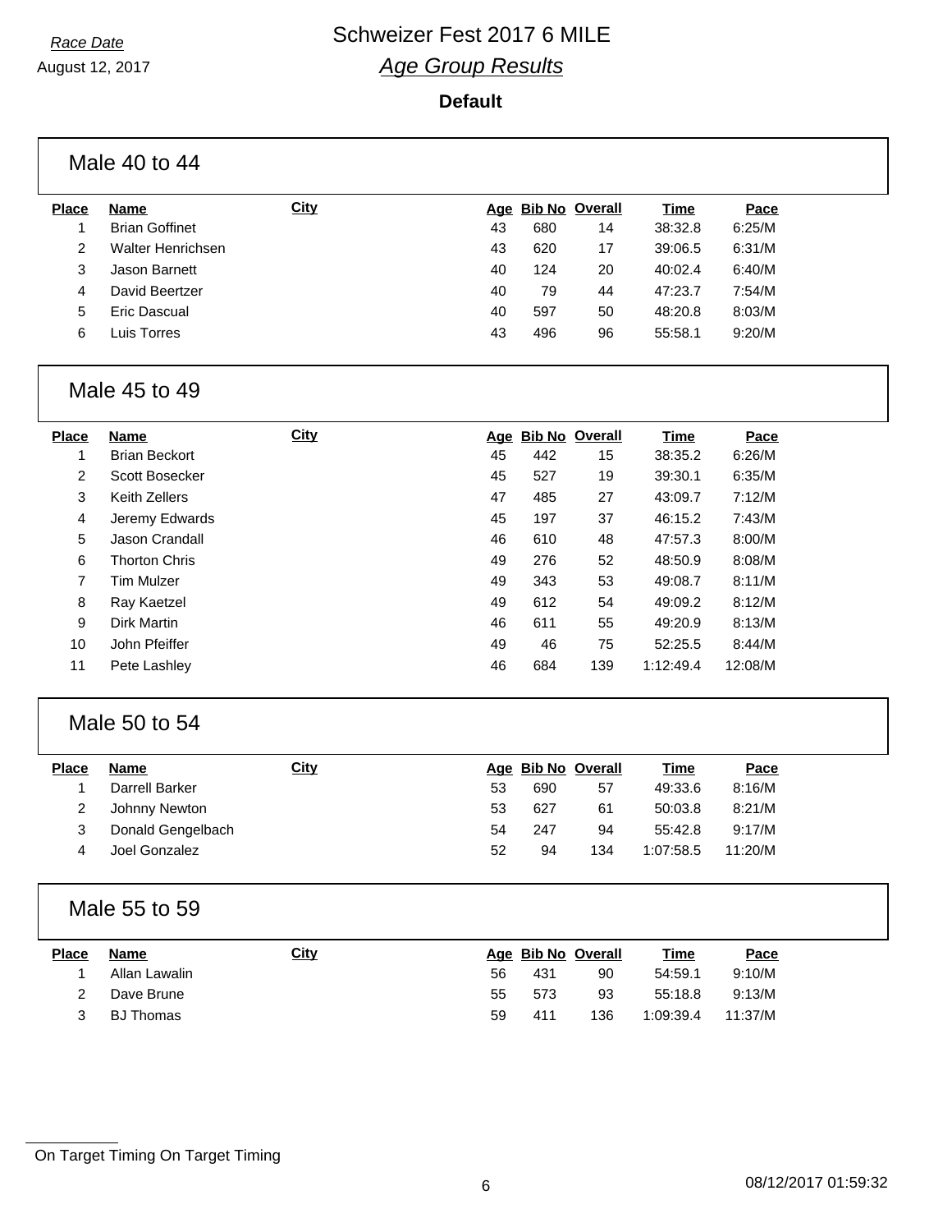Race Date

August 12, 2017

# Schweizer Fest 2017 6 MILE

## *Age Group Results*

**Default**

### Male 40 to 44

| Place | Name | City | Age | Bib No | Overall | Time | Pace |
|---|---|---|---|---|---|---|---|
| 1 | Brian Goffinet | | 43 | 680 | 14 | 38:32.8 | 6:25/M |
| 2 | Walter Henrichsen | | 43 | 620 | 17 | 39:06.5 | 6:31/M |
| 3 | Jason Barnett | | 40 | 124 | 20 | 40:02.4 | 6:40/M |
| 4 | David Beertzer | | 40 | 79 | 44 | 47:23.7 | 7:54/M |
| 5 | Eric Dascual | | 40 | 597 | 50 | 48:20.8 | 8:03/M |
| 6 | Luis Torres | | 43 | 496 | 96 | 55:58.1 | 9:20/M |

### Male 45 to 49

| Place | Name | City | Age | Bib No | Overall | Time | Pace |
|---|---|---|---|---|---|---|---|
| 1 | Brian Beckort | | 45 | 442 | 15 | 38:35.2 | 6:26/M |
| 2 | Scott Bosecker | | 45 | 527 | 19 | 39:30.1 | 6:35/M |
| 3 | Keith Zellers | | 47 | 485 | 27 | 43:09.7 | 7:12/M |
| 4 | Jeremy Edwards | | 45 | 197 | 37 | 46:15.2 | 7:43/M |
| 5 | Jason Crandall | | 46 | 610 | 48 | 47:57.3 | 8:00/M |
| 6 | Thorton Chris | | 49 | 276 | 52 | 48:50.9 | 8:08/M |
| 7 | Tim Mulzer | | 49 | 343 | 53 | 49:08.7 | 8:11/M |
| 8 | Ray Kaetzel | | 49 | 612 | 54 | 49:09.2 | 8:12/M |
| 9 | Dirk Martin | | 46 | 611 | 55 | 49:20.9 | 8:13/M |
| 10 | John Pfeiffer | | 49 | 46 | 75 | 52:25.5 | 8:44/M |
| 11 | Pete Lashley | | 46 | 684 | 139 | 1:12:49.4 | 12:08/M |

### Male 50 to 54

| Place | Name | City | Age | Bib No | Overall | Time | Pace |
|---|---|---|---|---|---|---|---|
| 1 | Darrell Barker | | 53 | 690 | 57 | 49:33.6 | 8:16/M |
| 2 | Johnny Newton | | 53 | 627 | 61 | 50:03.8 | 8:21/M |
| 3 | Donald Gengelbach | | 54 | 247 | 94 | 55:42.8 | 9:17/M |
| 4 | Joel Gonzalez | | 52 | 94 | 134 | 1:07:58.5 | 11:20/M |

### Male 55 to 59

| Place | Name | City | Age | Bib No | Overall | Time | Pace |
|---|---|---|---|---|---|---|---|
| 1 | Allan Lawalin | | 56 | 431 | 90 | 54:59.1 | 9:10/M |
| 2 | Dave Brune | | 55 | 573 | 93 | 55:18.8 | 9:13/M |
| 3 | BJ Thomas | | 59 | 411 | 136 | 1:09:39.4 | 11:37/M |

On Target Timing On Target Timing

08/12/2017 01:59:32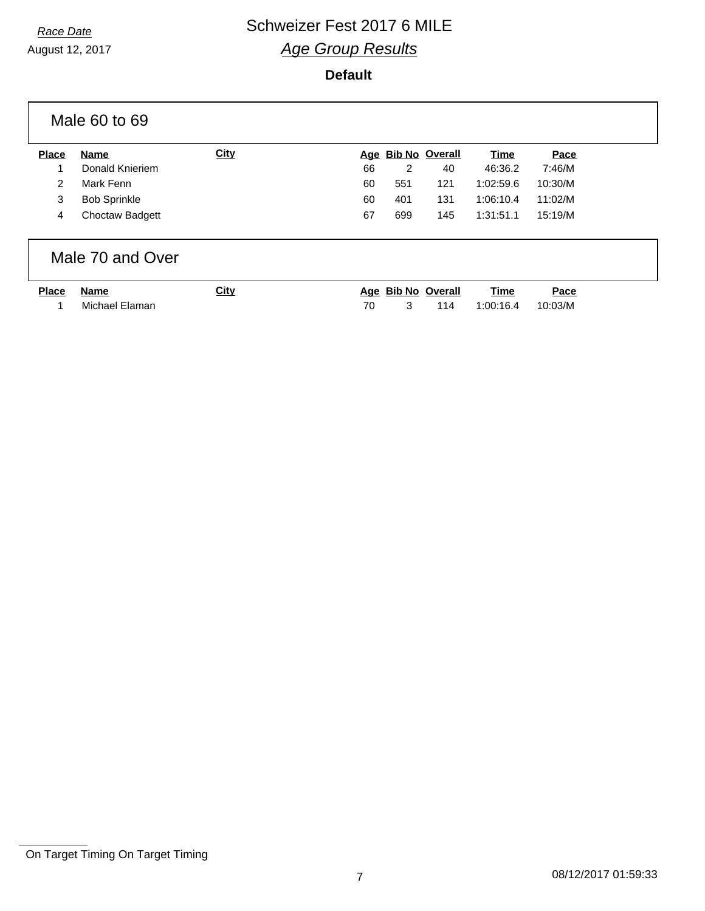*Race Date*

August 12, 2017

# Schweizer Fest 2017 6 MILE

## *Age Group Results*

**Default**

### Male 60 to 69

| Place | Name | City | Age | Bib No | Overall | Time | Pace |
|---|---|---|---|---|---|---|---|
| 1 | Donald Knieriem | | 66 | 2 | 40 | 46:36.2 | 7:46/M |
| 2 | Mark Fenn | | 60 | 551 | 121 | 1:02:59.6 | 10:30/M |
| 3 | Bob Sprinkle | | 60 | 401 | 131 | 1:06:10.4 | 11:02/M |
| 4 | Choctaw Badgett | | 67 | 699 | 145 | 1:31:51.1 | 15:19/M |

### Male 70 and Over

| Place | Name | City | Age | Bib No | Overall | Time | Pace |
|---|---|---|---|---|---|---|---|
| 1 | Michael Elaman | | 70 | 3 | 114 | 1:00:16.4 | 10:03/M |

On Target Timing On Target Timing

08/12/2017 01:59:33